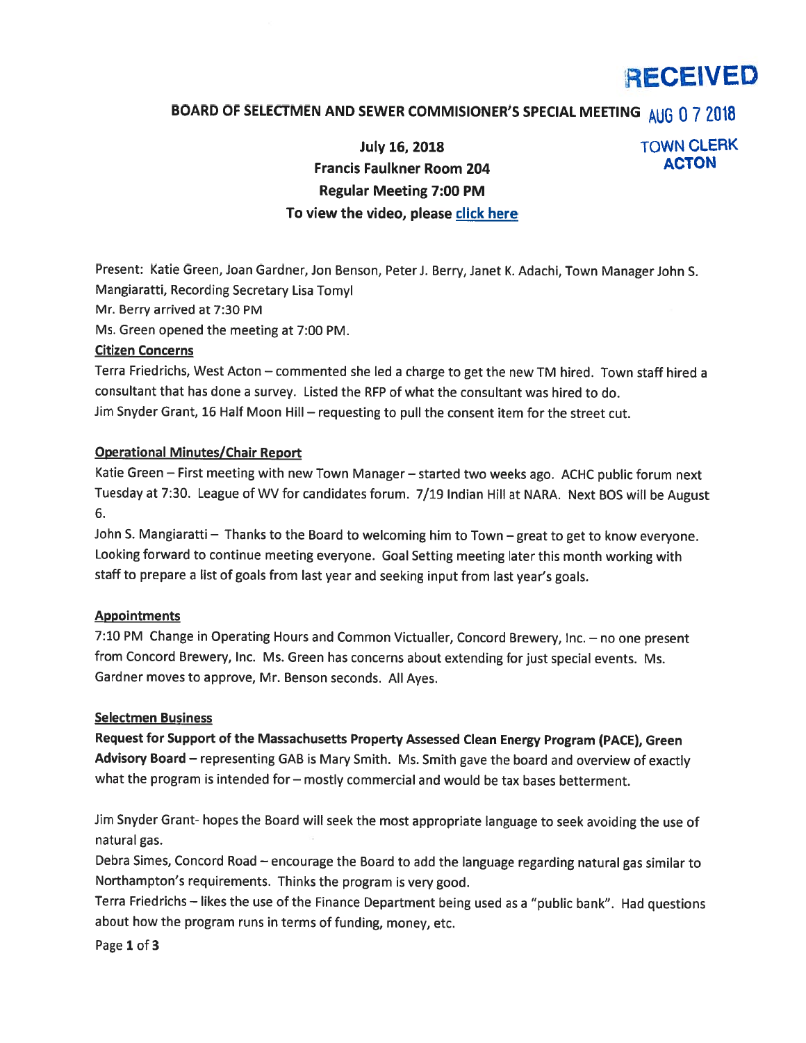RECEIVED

# BOARD OF SELECTMEN AND SEWER COMMISIONER'S SPECIAL MEETING

AUG 07 2018

TOWN CLERK
ACTON

**July 16, 2018**
**Francis Faulkner Room 204**
**Regular Meeting 7:00 PM**
**To view the video, please click here**

Present: Katie Green, Joan Gardner, Jon Benson, Peter J. Berry, Janet K. Adachi, Town Manager John S. Mangiaratti, Recording Secretary Lisa Tomyl

Mr. Berry arrived at 7:30 PM

Ms. Green opened the meeting at 7:00 PM.

**Citizen Concerns**

Terra Friedrichs, West Acton – commented she led a charge to get the new TM hired. Town staff hired a consultant that has done a survey. Listed the RFP of what the consultant was hired to do.

Jim Snyder Grant, 16 Half Moon Hill – requesting to pull the consent item for the street cut.

**Operational Minutes/Chair Report**

Katie Green – First meeting with new Town Manager – started two weeks ago. ACHC public forum next Tuesday at 7:30. League of WV for candidates forum. 7/19 Indian Hill at NARA. Next BOS will be August 6.

John S. Mangiaratti – Thanks to the Board to welcoming him to Town – great to get to know everyone. Looking forward to continue meeting everyone. Goal Setting meeting later this month working with staff to prepare a list of goals from last year and seeking input from last year's goals.

**Appointments**

7:10 PM Change in Operating Hours and Common Victualler, Concord Brewery, Inc. – no one present from Concord Brewery, Inc. Ms. Green has concerns about extending for just special events. Ms. Gardner moves to approve, Mr. Benson seconds. All Ayes.

**Selectmen Business**

**Request for Support of the Massachusetts Property Assessed Clean Energy Program (PACE), Green Advisory Board** – representing GAB is Mary Smith. Ms. Smith gave the board and overview of exactly what the program is intended for – mostly commercial and would be tax bases betterment.

Jim Snyder Grant- hopes the Board will seek the most appropriate language to seek avoiding the use of natural gas.

Debra Simes, Concord Road – encourage the Board to add the language regarding natural gas similar to Northampton's requirements. Thinks the program is very good.

Terra Friedrichs – likes the use of the Finance Department being used as a "public bank". Had questions about how the program runs in terms of funding, money, etc.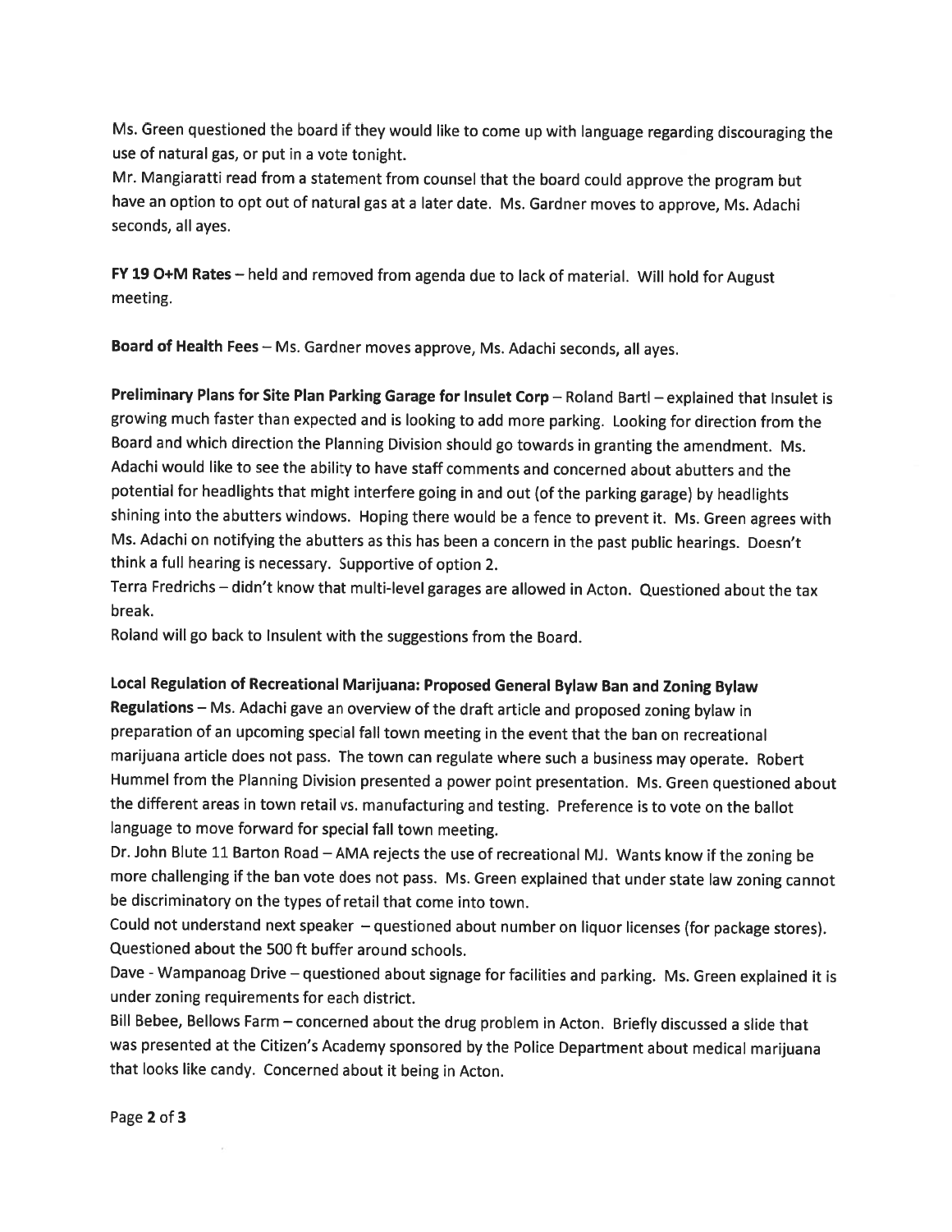Ms. Green questioned the board if they would like to come up with language regarding discouraging the use of natural gas, or put in a vote tonight.

Mr. Mangiaratti read from a statement from counsel that the board could approve the program but have an option to opt out of natural gas at a later date. Ms. Gardner moves to approve, Ms. Adachi seconds, all ayes.

**FY 19 O+M Rates** – held and removed from agenda due to lack of material. Will hold for August meeting.

**Board of Health Fees** – Ms. Gardner moves approve, Ms. Adachi seconds, all ayes.

**Preliminary Plans for Site Plan Parking Garage for Insulet Corp** – Roland Bartl – explained that Insulet is growing much faster than expected and is looking to add more parking. Looking for direction from the Board and which direction the Planning Division should go towards in granting the amendment. Ms. Adachi would like to see the ability to have staff comments and concerned about abutters and the potential for headlights that might interfere going in and out (of the parking garage) by headlights shining into the abutters windows. Hoping there would be a fence to prevent it. Ms. Green agrees with Ms. Adachi on notifying the abutters as this has been a concern in the past public hearings. Doesn't think a full hearing is necessary. Supportive of option 2.

Terra Fredrichs – didn't know that multi-level garages are allowed in Acton. Questioned about the tax break.

Roland will go back to Insulent with the suggestions from the Board.

**Local Regulation of Recreational Marijuana: Proposed General Bylaw Ban and Zoning Bylaw Regulations** – Ms. Adachi gave an overview of the draft article and proposed zoning bylaw in preparation of an upcoming special fall town meeting in the event that the ban on recreational marijuana article does not pass. The town can regulate where such a business may operate. Robert Hummel from the Planning Division presented a power point presentation. Ms. Green questioned about the different areas in town retail vs. manufacturing and testing. Preference is to vote on the ballot language to move forward for special fall town meeting.

Dr. John Blute 11 Barton Road – AMA rejects the use of recreational MJ. Wants know if the zoning be more challenging if the ban vote does not pass. Ms. Green explained that under state law zoning cannot be discriminatory on the types of retail that come into town.

Could not understand next speaker – questioned about number on liquor licenses (for package stores). Questioned about the 500 ft buffer around schools.

Dave - Wampanoag Drive – questioned about signage for facilities and parking. Ms. Green explained it is under zoning requirements for each district.

Bill Bebee, Bellows Farm – concerned about the drug problem in Acton. Briefly discussed a slide that was presented at the Citizen's Academy sponsored by the Police Department about medical marijuana that looks like candy. Concerned about it being in Acton.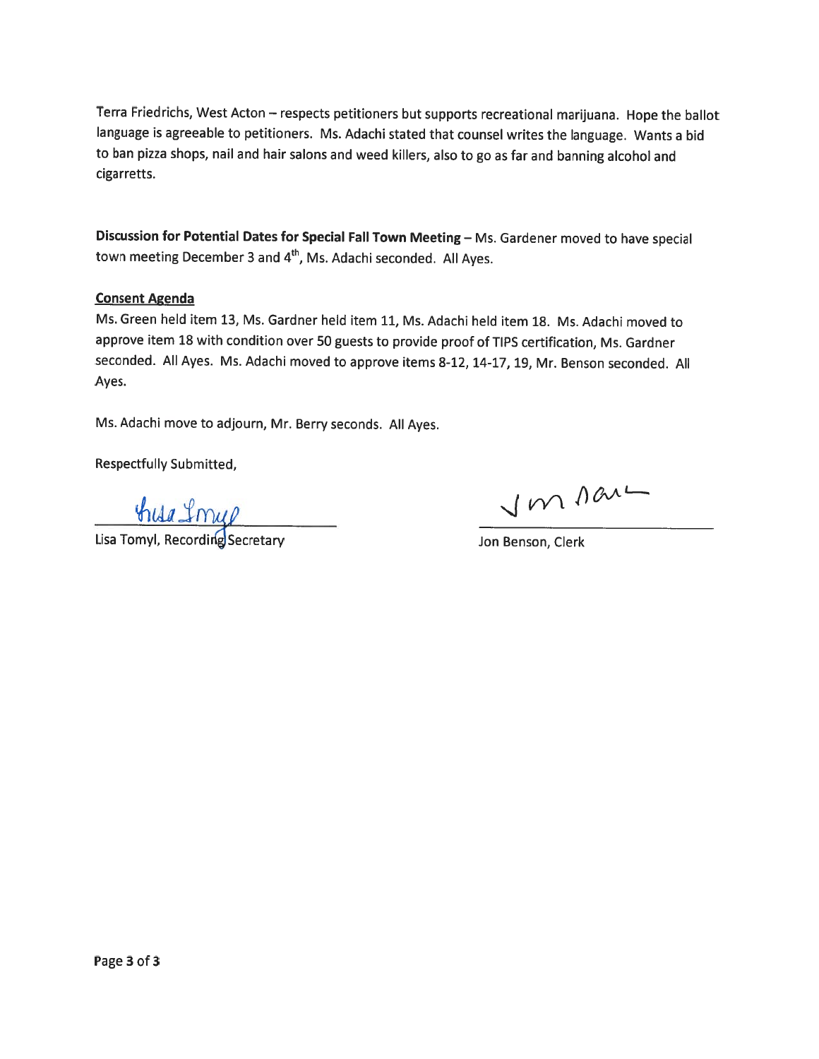Terra Friedrichs, West Acton – respects petitioners but supports recreational marijuana. Hope the ballot language is agreeable to petitioners. Ms. Adachi stated that counsel writes the language. Wants a bid to ban pizza shops, nail and hair salons and weed killers, also to go as far and banning alcohol and cigarretts.

**Discussion for Potential Dates for Special Fall Town Meeting** – Ms. Gardener moved to have special town meeting December 3 and 4th, Ms. Adachi seconded. All Ayes.

**Consent Agenda**

Ms. Green held item 13, Ms. Gardner held item 11, Ms. Adachi held item 18. Ms. Adachi moved to approve item 18 with condition over 50 guests to provide proof of TIPS certification, Ms. Gardner seconded. All Ayes. Ms. Adachi moved to approve items 8-12, 14-17, 19, Mr. Benson seconded. All Ayes.

Ms. Adachi move to adjourn, Mr. Berry seconds. All Ayes.

Respectfully Submitted,

Lisa Tomyl, Recording Secretary

Jon Benson, Clerk